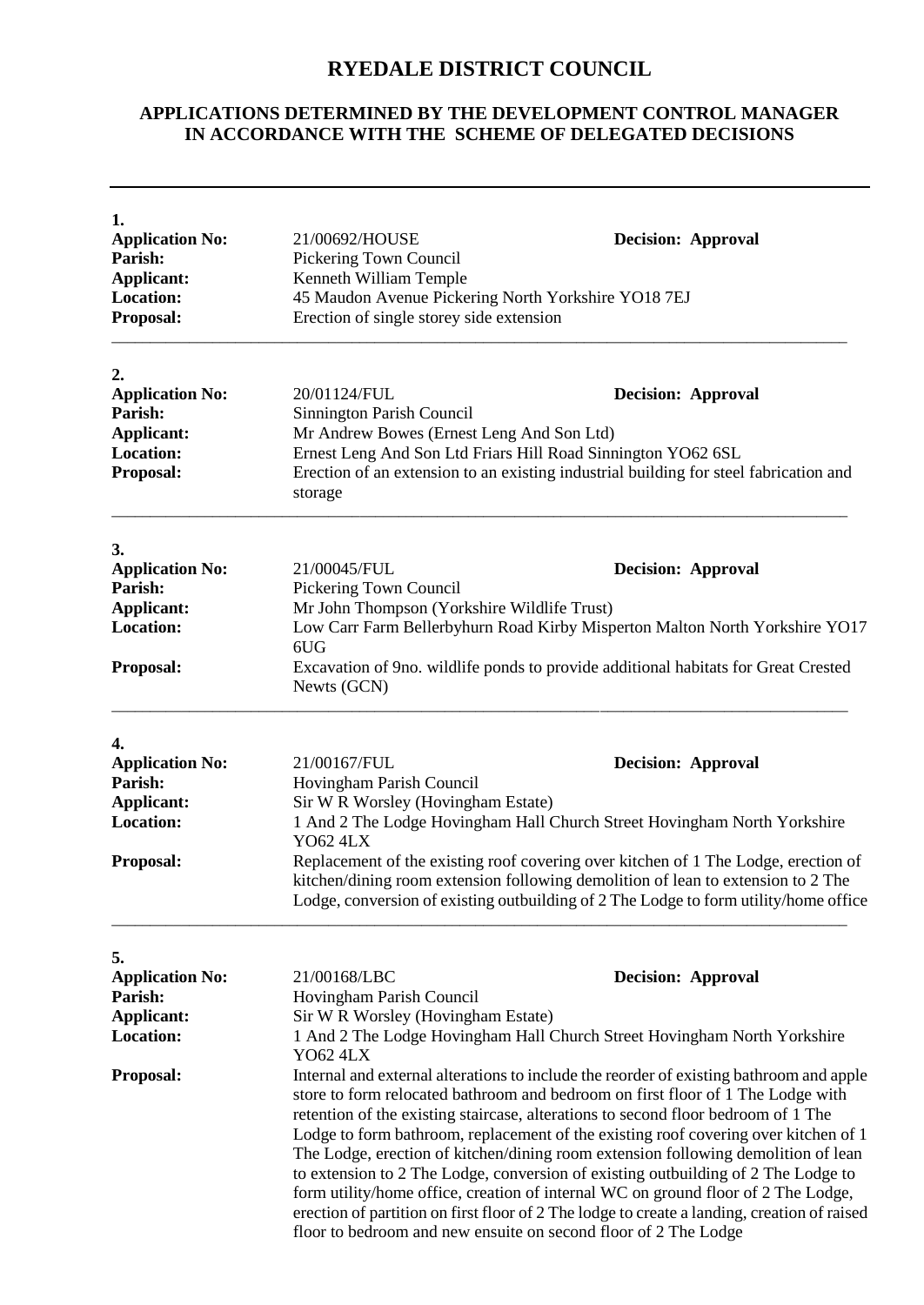# RYEDALE DISTRICT COUNCIL

## APPLICATIONS DETERMINED BY THE DEVELOPMENT CONTROL MANAGER IN ACCORDANCE WITH THE SCHEME OF DELEGATED DECISIONS

---

**1.**

**Application No:** 21/00692/HOUSE **Decision: Approval**
**Parish:** Pickering Town Council
**Applicant:** Kenneth William Temple
**Location:** 45 Maudon Avenue Pickering North Yorkshire YO18 7EJ
**Proposal:** Erection of single storey side extension

---

**2.**

**Application No:** 20/01124/FUL **Decision: Approval**
**Parish:** Sinnington Parish Council
**Applicant:** Mr Andrew Bowes (Ernest Leng And Son Ltd)
**Location:** Ernest Leng And Son Ltd Friars Hill Road Sinnington YO62 6SL
**Proposal:** Erection of an extension to an existing industrial building for steel fabrication and storage

---

**3.**

**Application No:** 21/00045/FUL **Decision: Approval**
**Parish:** Pickering Town Council
**Applicant:** Mr John Thompson (Yorkshire Wildlife Trust)
**Location:** Low Carr Farm Bellerbyhurn Road Kirby Misperton Malton North Yorkshire YO17 6UG
**Proposal:** Excavation of 9no. wildlife ponds to provide additional habitats for Great Crested Newts (GCN)

---

**4.**

**Application No:** 21/00167/FUL **Decision: Approval**
**Parish:** Hovingham Parish Council
**Applicant:** Sir W R Worsley (Hovingham Estate)
**Location:** 1 And 2 The Lodge Hovingham Hall Church Street Hovingham North Yorkshire YO62 4LX
**Proposal:** Replacement of the existing roof covering over kitchen of 1 The Lodge, erection of kitchen/dining room extension following demolition of lean to extension to 2 The Lodge, conversion of existing outbuilding of 2 The Lodge to form utility/home office

---

**5.**

**Application No:** 21/00168/LBC **Decision: Approval**
**Parish:** Hovingham Parish Council
**Applicant:** Sir W R Worsley (Hovingham Estate)
**Location:** 1 And 2 The Lodge Hovingham Hall Church Street Hovingham North Yorkshire YO62 4LX
**Proposal:** Internal and external alterations to include the reorder of existing bathroom and apple store to form relocated bathroom and bedroom on first floor of 1 The Lodge with retention of the existing staircase, alterations to second floor bedroom of 1 The Lodge to form bathroom, replacement of the existing roof covering over kitchen of 1 The Lodge, erection of kitchen/dining room extension following demolition of lean to extension to 2 The Lodge, conversion of existing outbuilding of 2 The Lodge to form utility/home office, creation of internal WC on ground floor of 2 The Lodge, erection of partition on first floor of 2 The lodge to create a landing, creation of raised floor to bedroom and new ensuite on second floor of 2 The Lodge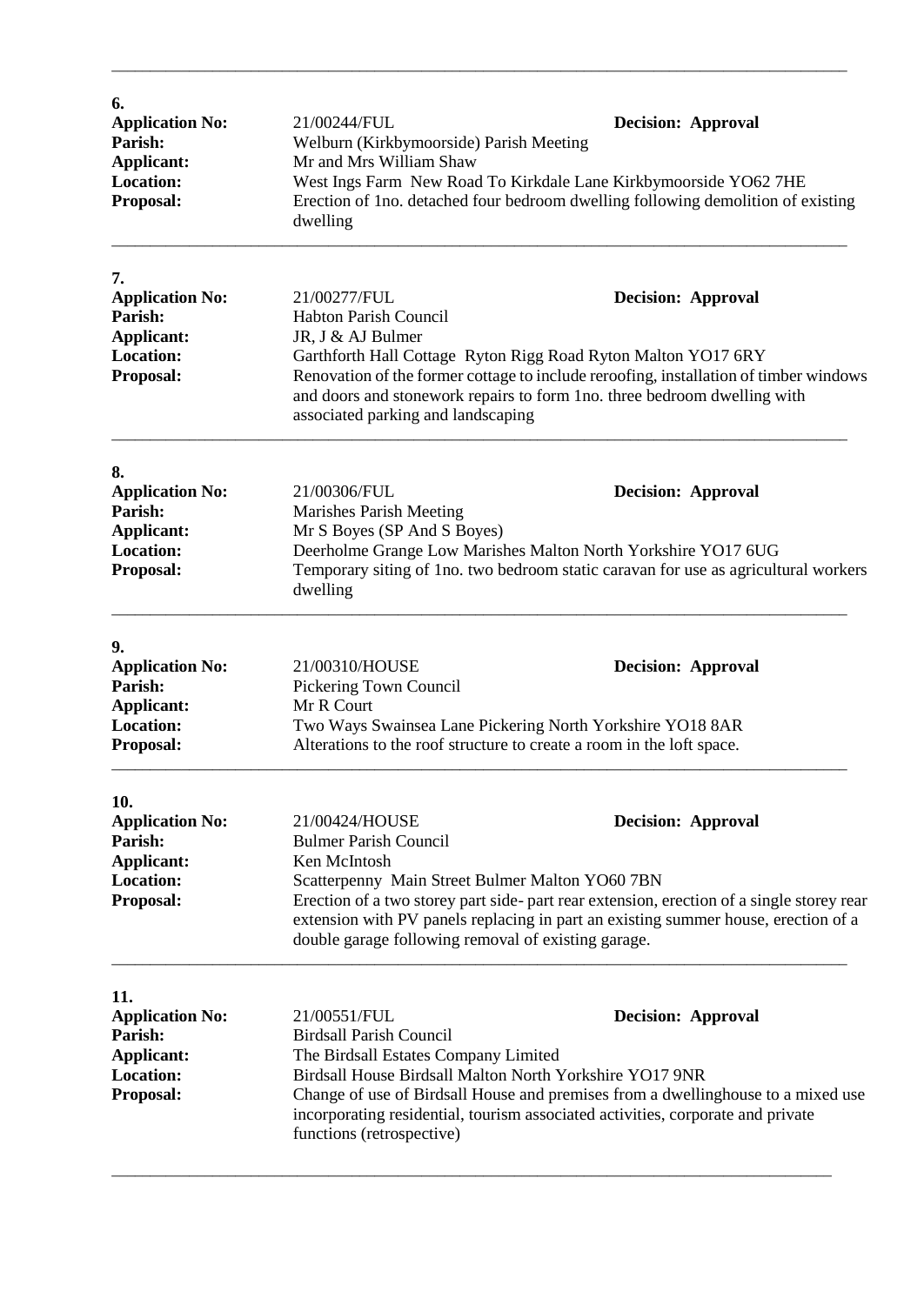---

**6.**

**Application No:** 21/00244/FUL **Decision: Approval**
**Parish:** Welburn (Kirkbymoorside) Parish Meeting
**Applicant:** Mr and Mrs William Shaw
**Location:** West Ings Farm New Road To Kirkdale Lane Kirkbymoorside YO62 7HE
**Proposal:** Erection of 1no. detached four bedroom dwelling following demolition of existing dwelling

---

**7.**

**Application No:** 21/00277/FUL **Decision: Approval**
**Parish:** Habton Parish Council
**Applicant:** JR, J & AJ Bulmer
**Location:** Garthforth Hall Cottage Ryton Rigg Road Ryton Malton YO17 6RY
**Proposal:** Renovation of the former cottage to include reroofing, installation of timber windows and doors and stonework repairs to form 1no. three bedroom dwelling with associated parking and landscaping

---

**8.**

**Application No:** 21/00306/FUL **Decision: Approval**
**Parish:** Marishes Parish Meeting
**Applicant:** Mr S Boyes (SP And S Boyes)
**Location:** Deerholme Grange Low Marishes Malton North Yorkshire YO17 6UG
**Proposal:** Temporary siting of 1no. two bedroom static caravan for use as agricultural workers dwelling

---

**9.**

**Application No:** 21/00310/HOUSE **Decision: Approval**
**Parish:** Pickering Town Council
**Applicant:** Mr R Court
**Location:** Two Ways Swainsea Lane Pickering North Yorkshire YO18 8AR
**Proposal:** Alterations to the roof structure to create a room in the loft space.

---

**10.**

**Application No:** 21/00424/HOUSE **Decision: Approval**
**Parish:** Bulmer Parish Council
**Applicant:** Ken McIntosh
**Location:** Scatterpenny Main Street Bulmer Malton YO60 7BN
**Proposal:** Erection of a two storey part side- part rear extension, erection of a single storey rear extension with PV panels replacing in part an existing summer house, erection of a double garage following removal of existing garage.

---

**11.**

**Application No:** 21/00551/FUL **Decision: Approval**
**Parish:** Birdsall Parish Council
**Applicant:** The Birdsall Estates Company Limited
**Location:** Birdsall House Birdsall Malton North Yorkshire YO17 9NR
**Proposal:** Change of use of Birdsall House and premises from a dwellinghouse to a mixed use incorporating residential, tourism associated activities, corporate and private functions (retrospective)

---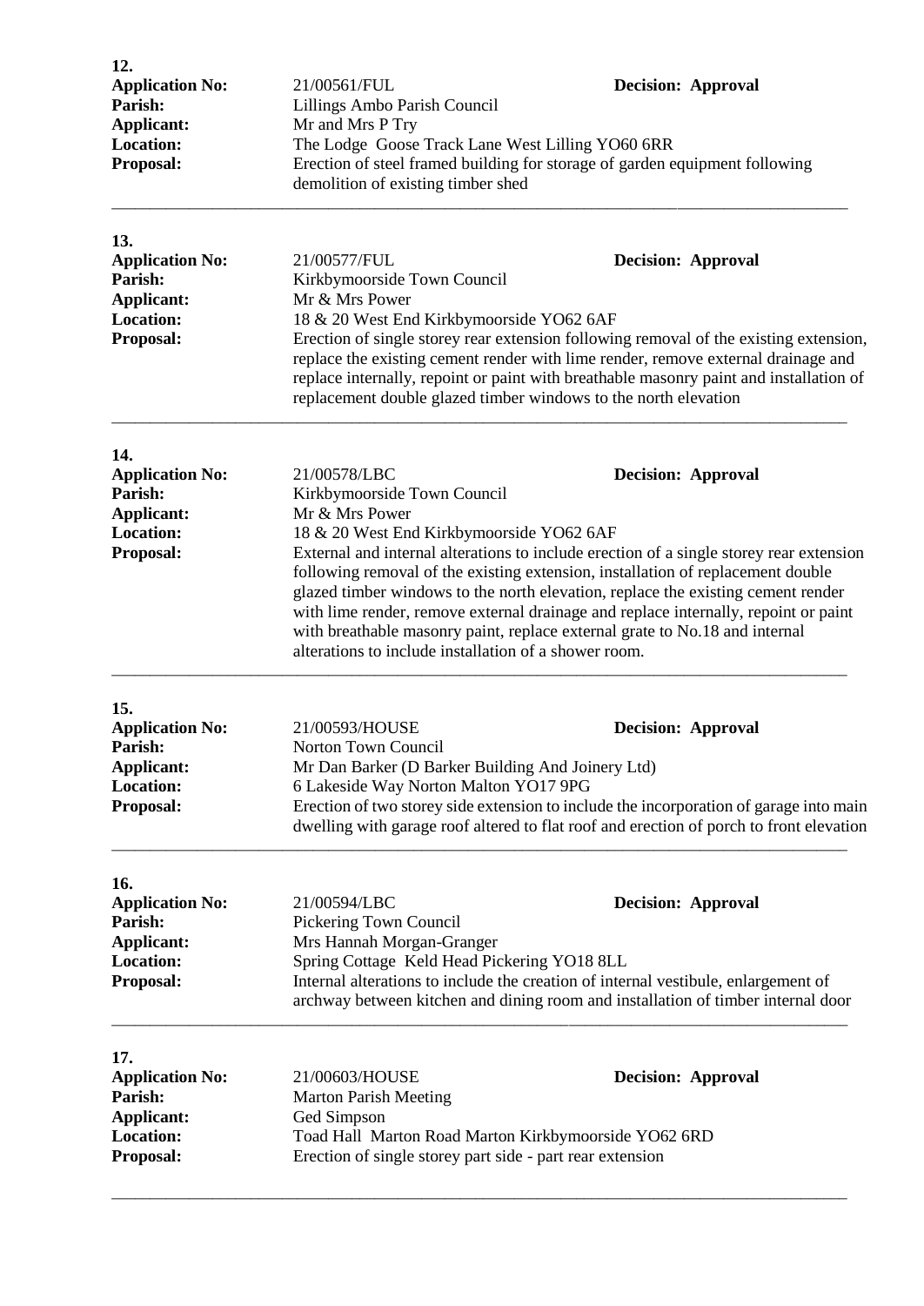**12.**

**Application No:** 21/00561/FUL **Decision: Approval**
**Parish:** Lillings Ambo Parish Council
**Applicant:** Mr and Mrs P Try
**Location:** The Lodge Goose Track Lane West Lilling YO60 6RR
**Proposal:** Erection of steel framed building for storage of garden equipment following demolition of existing timber shed

---

**13.**

**Application No:** 21/00577/FUL **Decision: Approval**
**Parish:** Kirkbymoorside Town Council
**Applicant:** Mr & Mrs Power
**Location:** 18 & 20 West End Kirkbymoorside YO62 6AF
**Proposal:** Erection of single storey rear extension following removal of the existing extension, replace the existing cement render with lime render, remove external drainage and replace internally, repoint or paint with breathable masonry paint and installation of replacement double glazed timber windows to the north elevation

---

**14.**

**Application No:** 21/00578/LBC **Decision: Approval**
**Parish:** Kirkbymoorside Town Council
**Applicant:** Mr & Mrs Power
**Location:** 18 & 20 West End Kirkbymoorside YO62 6AF
**Proposal:** External and internal alterations to include erection of a single storey rear extension following removal of the existing extension, installation of replacement double glazed timber windows to the north elevation, replace the existing cement render with lime render, remove external drainage and replace internally, repoint or paint with breathable masonry paint, replace external grate to No.18 and internal alterations to include installation of a shower room.

---

**15.**

**Application No:** 21/00593/HOUSE **Decision: Approval**
**Parish:** Norton Town Council
**Applicant:** Mr Dan Barker (D Barker Building And Joinery Ltd)
**Location:** 6 Lakeside Way Norton Malton YO17 9PG
**Proposal:** Erection of two storey side extension to include the incorporation of garage into main dwelling with garage roof altered to flat roof and erection of porch to front elevation

---

**16.**

**Application No:** 21/00594/LBC **Decision: Approval**
**Parish:** Pickering Town Council
**Applicant:** Mrs Hannah Morgan-Granger
**Location:** Spring Cottage Keld Head Pickering YO18 8LL
**Proposal:** Internal alterations to include the creation of internal vestibule, enlargement of archway between kitchen and dining room and installation of timber internal door

---

**17.**

**Application No:** 21/00603/HOUSE **Decision: Approval**
**Parish:** Marton Parish Meeting
**Applicant:** Ged Simpson
**Location:** Toad Hall Marton Road Marton Kirkbymoorside YO62 6RD
**Proposal:** Erection of single storey part side - part rear extension

---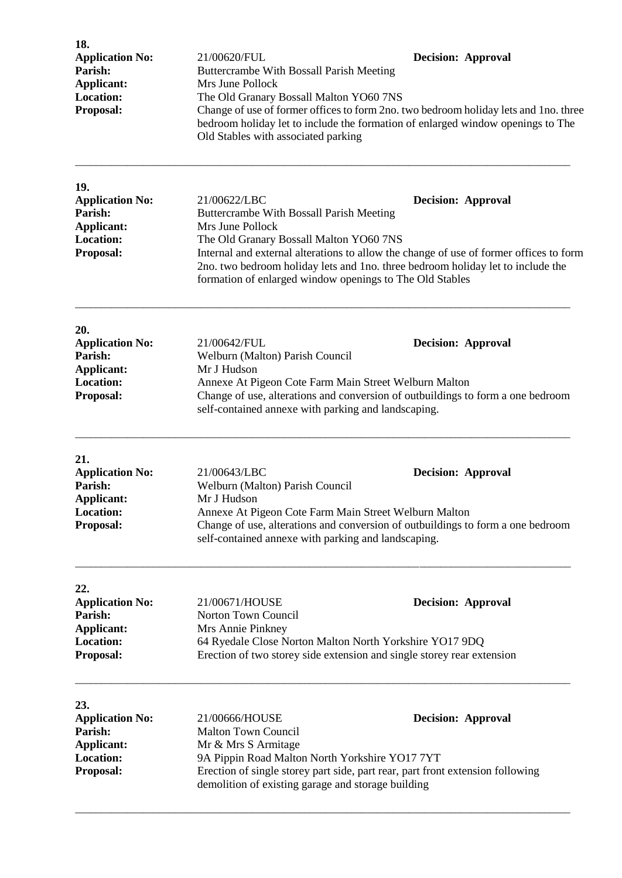**18.**

**Application No:** 21/00620/FUL **Decision: Approval**
**Parish:** Buttercrambe With Bossall Parish Meeting
**Applicant:** Mrs June Pollock
**Location:** The Old Granary Bossall Malton YO60 7NS
**Proposal:** Change of use of former offices to form 2no. two bedroom holiday lets and 1no. three bedroom holiday let to include the formation of enlarged window openings to The Old Stables with associated parking

---

**19.**

**Application No:** 21/00622/LBC **Decision: Approval**
**Parish:** Buttercrambe With Bossall Parish Meeting
**Applicant:** Mrs June Pollock
**Location:** The Old Granary Bossall Malton YO60 7NS
**Proposal:** Internal and external alterations to allow the change of use of former offices to form 2no. two bedroom holiday lets and 1no. three bedroom holiday let to include the formation of enlarged window openings to The Old Stables

---

**20.**

**Application No:** 21/00642/FUL **Decision: Approval**
**Parish:** Welburn (Malton) Parish Council
**Applicant:** Mr J Hudson
**Location:** Annexe At Pigeon Cote Farm Main Street Welburn Malton
**Proposal:** Change of use, alterations and conversion of outbuildings to form a one bedroom self-contained annexe with parking and landscaping.

---

**21.**

**Application No:** 21/00643/LBC **Decision: Approval**
**Parish:** Welburn (Malton) Parish Council
**Applicant:** Mr J Hudson
**Location:** Annexe At Pigeon Cote Farm Main Street Welburn Malton
**Proposal:** Change of use, alterations and conversion of outbuildings to form a one bedroom self-contained annexe with parking and landscaping.

---

**22.**

**Application No:** 21/00671/HOUSE **Decision: Approval**
**Parish:** Norton Town Council
**Applicant:** Mrs Annie Pinkney
**Location:** 64 Ryedale Close Norton Malton North Yorkshire YO17 9DQ
**Proposal:** Erection of two storey side extension and single storey rear extension

---

**23.**

**Application No:** 21/00666/HOUSE **Decision: Approval**
**Parish:** Malton Town Council
**Applicant:** Mr & Mrs S Armitage
**Location:** 9A Pippin Road Malton North Yorkshire YO17 7YT
**Proposal:** Erection of single storey part side, part rear, part front extension following demolition of existing garage and storage building

---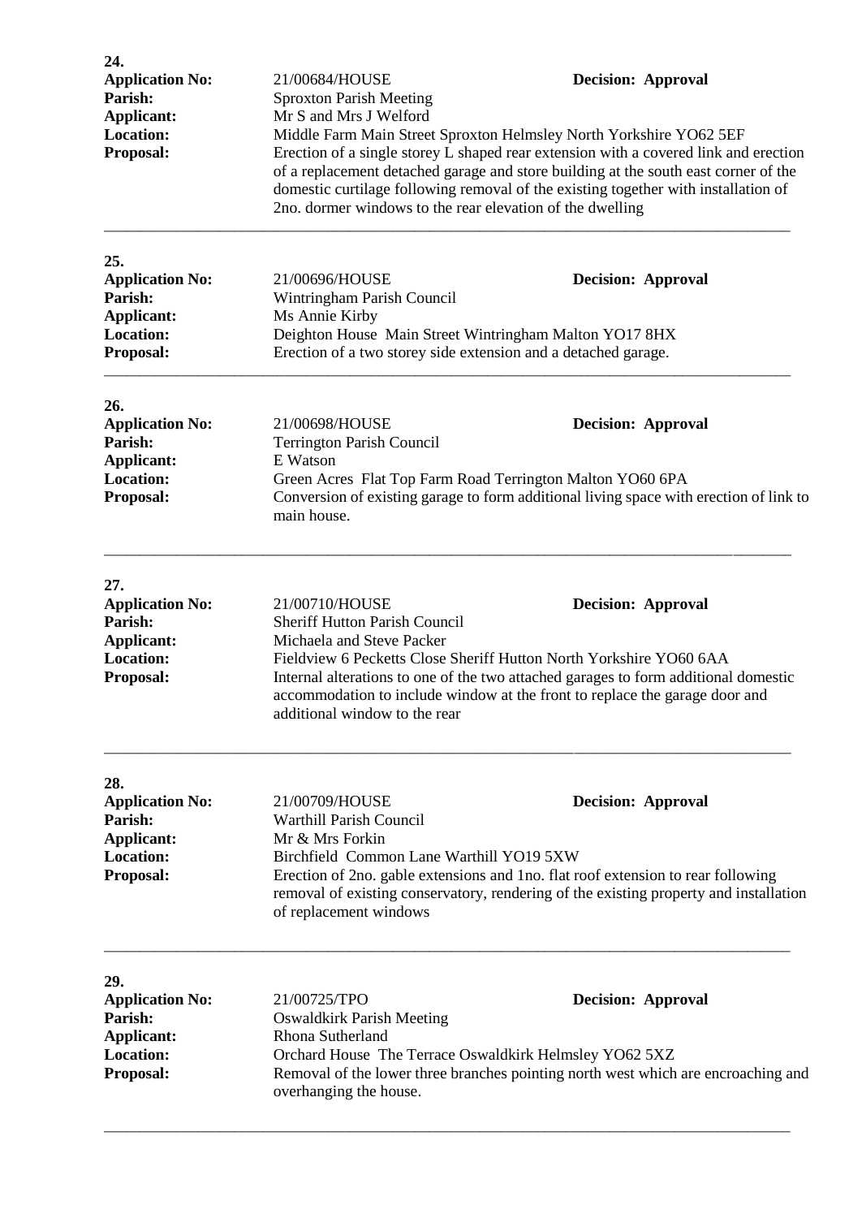**24.**

**Application No:** 21/00684/HOUSE **Decision: Approval**
**Parish:** Sproxton Parish Meeting
**Applicant:** Mr S and Mrs J Welford
**Location:** Middle Farm Main Street Sproxton Helmsley North Yorkshire YO62 5EF
**Proposal:** Erection of a single storey L shaped rear extension with a covered link and erection of a replacement detached garage and store building at the south east corner of the domestic curtilage following removal of the existing together with installation of 2no. dormer windows to the rear elevation of the dwelling

---

**25.**

**Application No:** 21/00696/HOUSE **Decision: Approval**
**Parish:** Wintringham Parish Council
**Applicant:** Ms Annie Kirby
**Location:** Deighton House Main Street Wintringham Malton YO17 8HX
**Proposal:** Erection of a two storey side extension and a detached garage.

---

**26.**

**Application No:** 21/00698/HOUSE **Decision: Approval**
**Parish:** Terrington Parish Council
**Applicant:** E Watson
**Location:** Green Acres Flat Top Farm Road Terrington Malton YO60 6PA
**Proposal:** Conversion of existing garage to form additional living space with erection of link to main house.

---

**27.**

**Application No:** 21/00710/HOUSE **Decision: Approval**
**Parish:** Sheriff Hutton Parish Council
**Applicant:** Michaela and Steve Packer
**Location:** Fieldview 6 Pecketts Close Sheriff Hutton North Yorkshire YO60 6AA
**Proposal:** Internal alterations to one of the two attached garages to form additional domestic accommodation to include window at the front to replace the garage door and additional window to the rear

---

**28.**

**Application No:** 21/00709/HOUSE **Decision: Approval**
**Parish:** Warthill Parish Council
**Applicant:** Mr & Mrs Forkin
**Location:** Birchfield Common Lane Warthill YO19 5XW
**Proposal:** Erection of 2no. gable extensions and 1no. flat roof extension to rear following removal of existing conservatory, rendering of the existing property and installation of replacement windows

---

**29.**

**Application No:** 21/00725/TPO **Decision: Approval**
**Parish:** Oswaldkirk Parish Meeting
**Applicant:** Rhona Sutherland
**Location:** Orchard House The Terrace Oswaldkirk Helmsley YO62 5XZ
**Proposal:** Removal of the lower three branches pointing north west which are encroaching and overhanging the house.

---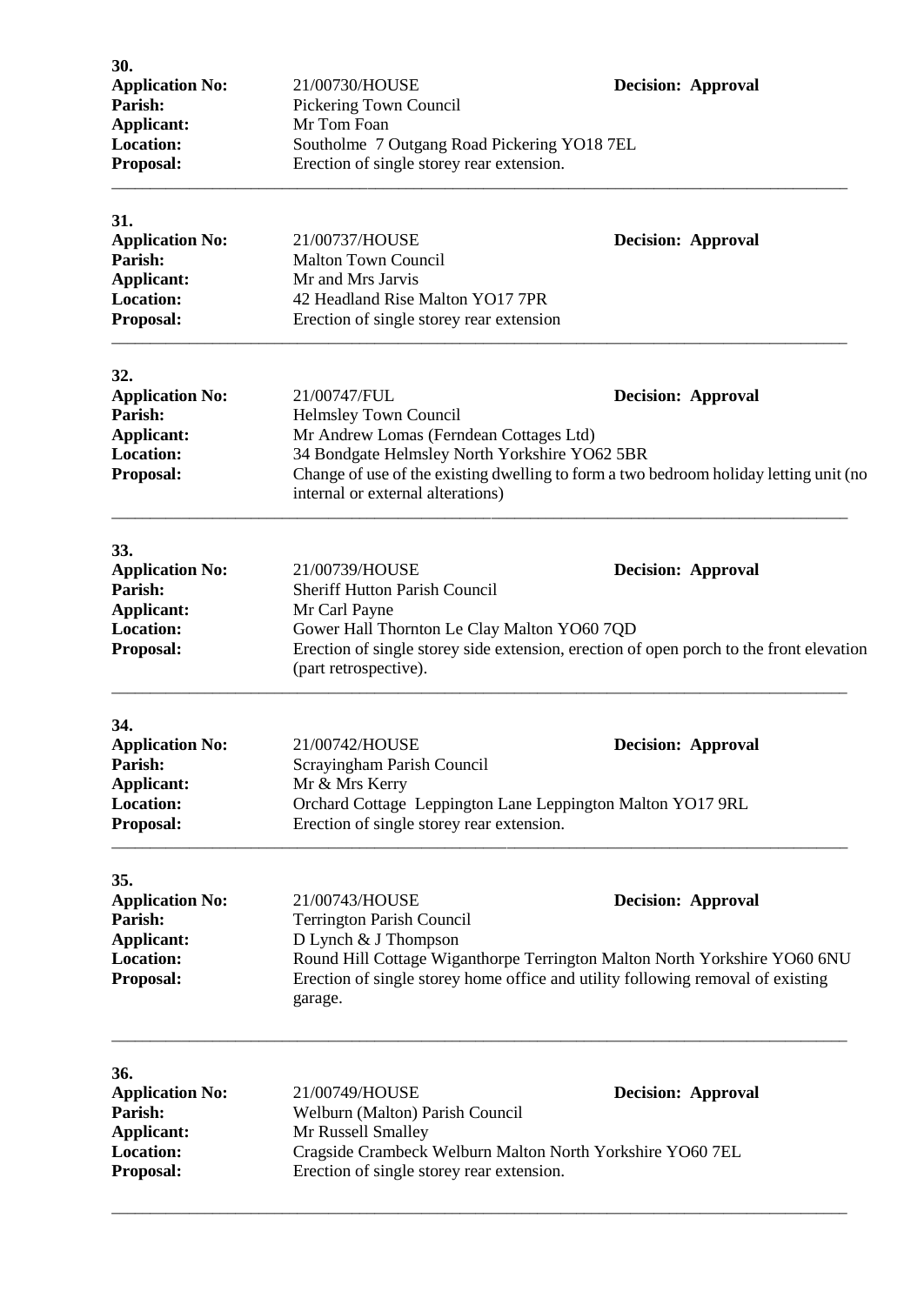**30.**

**Application No:** 21/00730/HOUSE **Decision: Approval**
**Parish:** Pickering Town Council
**Applicant:** Mr Tom Foan
**Location:** Southolme 7 Outgang Road Pickering YO18 7EL
**Proposal:** Erection of single storey rear extension.

---

**31.**

**Application No:** 21/00737/HOUSE **Decision: Approval**
**Parish:** Malton Town Council
**Applicant:** Mr and Mrs Jarvis
**Location:** 42 Headland Rise Malton YO17 7PR
**Proposal:** Erection of single storey rear extension

---

**32.**

**Application No:** 21/00747/FUL **Decision: Approval**
**Parish:** Helmsley Town Council
**Applicant:** Mr Andrew Lomas (Ferndean Cottages Ltd)
**Location:** 34 Bondgate Helmsley North Yorkshire YO62 5BR
**Proposal:** Change of use of the existing dwelling to form a two bedroom holiday letting unit (no internal or external alterations)

---

**33.**

**Application No:** 21/00739/HOUSE **Decision: Approval**
**Parish:** Sheriff Hutton Parish Council
**Applicant:** Mr Carl Payne
**Location:** Gower Hall Thornton Le Clay Malton YO60 7QD
**Proposal:** Erection of single storey side extension, erection of open porch to the front elevation (part retrospective).

---

**34.**

**Application No:** 21/00742/HOUSE **Decision: Approval**
**Parish:** Scrayingham Parish Council
**Applicant:** Mr & Mrs Kerry
**Location:** Orchard Cottage Leppington Lane Leppington Malton YO17 9RL
**Proposal:** Erection of single storey rear extension.

---

**35.**

**Application No:** 21/00743/HOUSE **Decision: Approval**
**Parish:** Terrington Parish Council
**Applicant:** D Lynch & J Thompson
**Location:** Round Hill Cottage Wiganthorpe Terrington Malton North Yorkshire YO60 6NU
**Proposal:** Erection of single storey home office and utility following removal of existing garage.

---

**36.**

**Application No:** 21/00749/HOUSE **Decision: Approval**
**Parish:** Welburn (Malton) Parish Council
**Applicant:** Mr Russell Smalley
**Location:** Cragside Crambeck Welburn Malton North Yorkshire YO60 7EL
**Proposal:** Erection of single storey rear extension.

---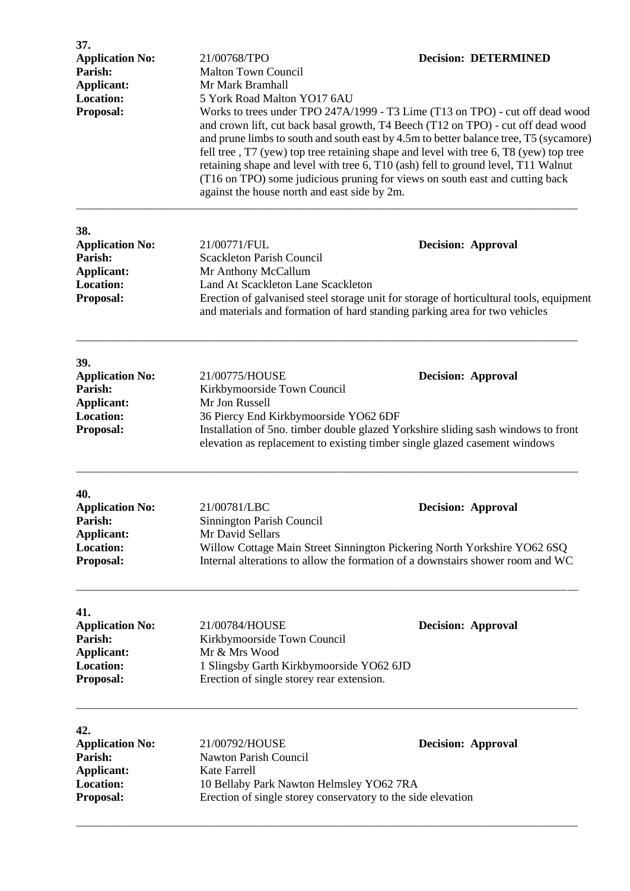**37.**

**Application No:** 21/00768/TPO **Decision: DETERMINED**
**Parish:** Malton Town Council
**Applicant:** Mr Mark Bramhall
**Location:** 5 York Road Malton YO17 6AU
**Proposal:** Works to trees under TPO 247A/1999 - T3 Lime (T13 on TPO) - cut off dead wood and crown lift, cut back basal growth, T4 Beech (T12 on TPO) - cut off dead wood and prune limbs to south and south east by 4.5m to better balance tree, T5 (sycamore) fell tree , T7 (yew) top tree retaining shape and level with tree 6, T8 (yew) top tree retaining shape and level with tree 6, T10 (ash) fell to ground level, T11 Walnut (T16 on TPO) some judicious pruning for views on south east and cutting back against the house north and east side by 2m.

---

**38.**

**Application No:** 21/00771/FUL **Decision: Approval**
**Parish:** Scackleton Parish Council
**Applicant:** Mr Anthony McCallum
**Location:** Land At Scackleton Lane Scackleton
**Proposal:** Erection of galvanised steel storage unit for storage of horticultural tools, equipment and materials and formation of hard standing parking area for two vehicles

---

**39.**

**Application No:** 21/00775/HOUSE **Decision: Approval**
**Parish:** Kirkbymoorside Town Council
**Applicant:** Mr Jon Russell
**Location:** 36 Piercy End Kirkbymoorside YO62 6DF
**Proposal:** Installation of 5no. timber double glazed Yorkshire sliding sash windows to front elevation as replacement to existing timber single glazed casement windows

---

**40.**

**Application No:** 21/00781/LBC **Decision: Approval**
**Parish:** Sinnington Parish Council
**Applicant:** Mr David Sellars
**Location:** Willow Cottage Main Street Sinnington Pickering North Yorkshire YO62 6SQ
**Proposal:** Internal alterations to allow the formation of a downstairs shower room and WC

---

**41.**

**Application No:** 21/00784/HOUSE **Decision: Approval**
**Parish:** Kirkbymoorside Town Council
**Applicant:** Mr & Mrs Wood
**Location:** 1 Slingsby Garth Kirkbymoorside YO62 6JD
**Proposal:** Erection of single storey rear extension.

---

**42.**

**Application No:** 21/00792/HOUSE **Decision: Approval**
**Parish:** Nawton Parish Council
**Applicant:** Kate Farrell
**Location:** 10 Bellaby Park Nawton Helmsley YO62 7RA
**Proposal:** Erection of single storey conservatory to the side elevation

---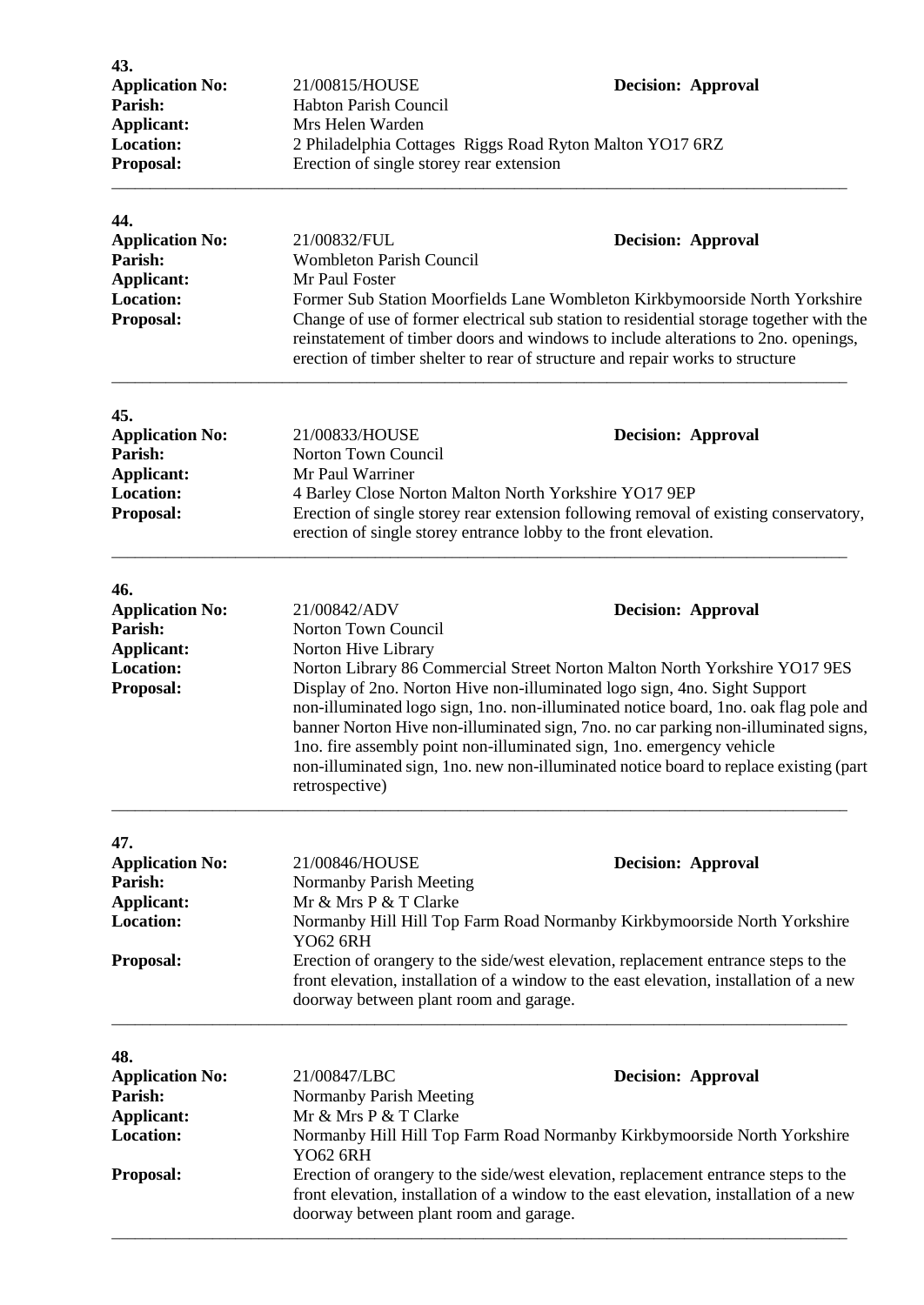**43.**

**Application No:** 21/00815/HOUSE **Decision: Approval**
**Parish:** Habton Parish Council
**Applicant:** Mrs Helen Warden
**Location:** 2 Philadelphia Cottages Riggs Road Ryton Malton YO17 6RZ
**Proposal:** Erection of single storey rear extension

---

**44.**

**Application No:** 21/00832/FUL **Decision: Approval**
**Parish:** Wombleton Parish Council
**Applicant:** Mr Paul Foster
**Location:** Former Sub Station Moorfields Lane Wombleton Kirkbymoorside North Yorkshire
**Proposal:** Change of use of former electrical sub station to residential storage together with the reinstatement of timber doors and windows to include alterations to 2no. openings, erection of timber shelter to rear of structure and repair works to structure

---

**45.**

**Application No:** 21/00833/HOUSE **Decision: Approval**
**Parish:** Norton Town Council
**Applicant:** Mr Paul Warriner
**Location:** 4 Barley Close Norton Malton North Yorkshire YO17 9EP
**Proposal:** Erection of single storey rear extension following removal of existing conservatory, erection of single storey entrance lobby to the front elevation.

---

**46.**

**Application No:** 21/00842/ADV **Decision: Approval**
**Parish:** Norton Town Council
**Applicant:** Norton Hive Library
**Location:** Norton Library 86 Commercial Street Norton Malton North Yorkshire YO17 9ES
**Proposal:** Display of 2no. Norton Hive non-illuminated logo sign, 4no. Sight Support non-illuminated logo sign, 1no. non-illuminated notice board, 1no. oak flag pole and banner Norton Hive non-illuminated sign, 7no. no car parking non-illuminated signs, 1no. fire assembly point non-illuminated sign, 1no. emergency vehicle non-illuminated sign, 1no. new non-illuminated notice board to replace existing (part retrospective)

---

**47.**

**Application No:** 21/00846/HOUSE **Decision: Approval**
**Parish:** Normanby Parish Meeting
**Applicant:** Mr & Mrs P & T Clarke
**Location:** Normanby Hill Hill Top Farm Road Normanby Kirkbymoorside North Yorkshire YO62 6RH
**Proposal:** Erection of orangery to the side/west elevation, replacement entrance steps to the front elevation, installation of a window to the east elevation, installation of a new doorway between plant room and garage.

---

**48.**

**Application No:** 21/00847/LBC **Decision: Approval**
**Parish:** Normanby Parish Meeting
**Applicant:** Mr & Mrs P & T Clarke
**Location:** Normanby Hill Hill Top Farm Road Normanby Kirkbymoorside North Yorkshire YO62 6RH
**Proposal:** Erection of orangery to the side/west elevation, replacement entrance steps to the front elevation, installation of a window to the east elevation, installation of a new doorway between plant room and garage.

---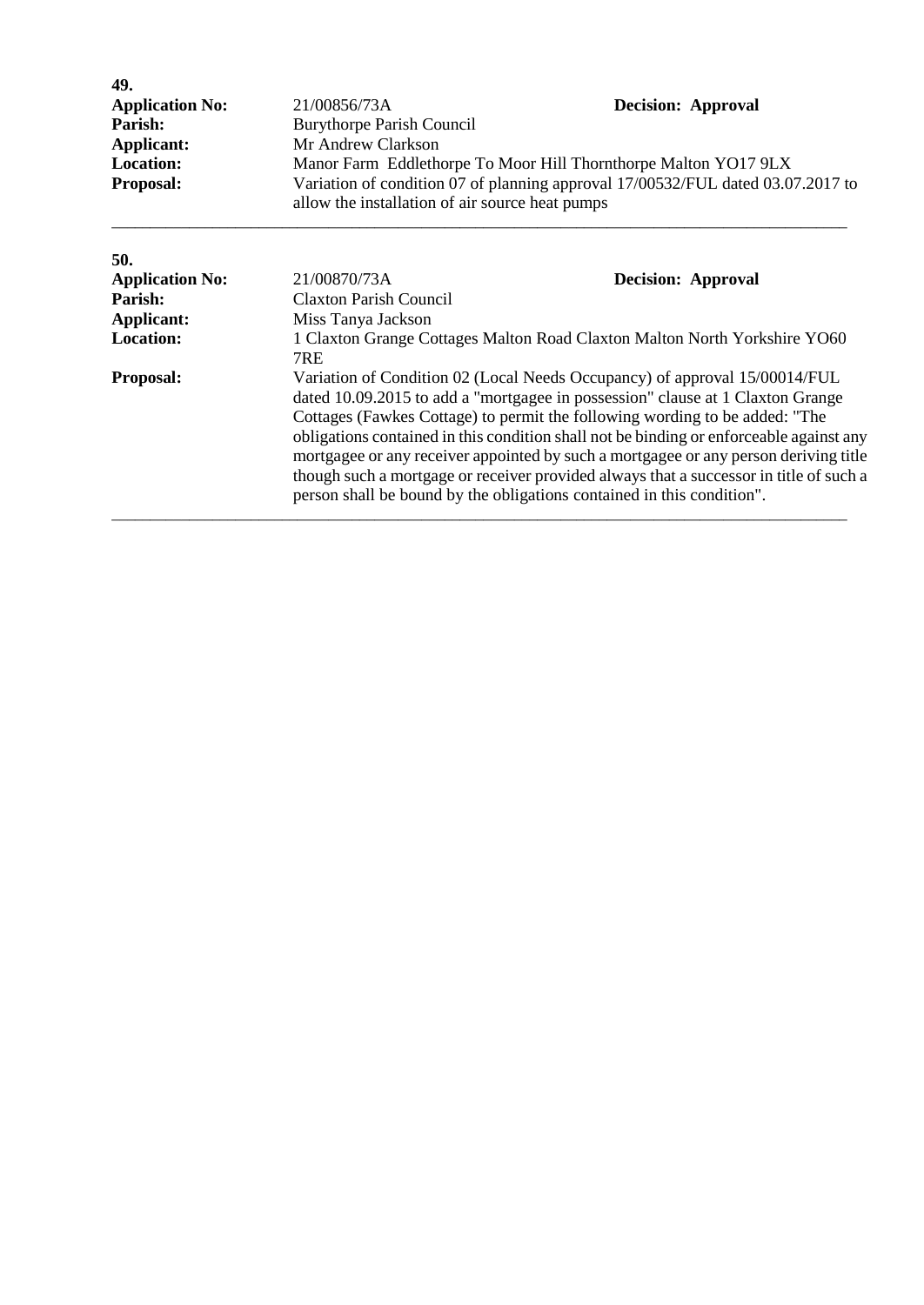**49.**

| | | |
|---|---|---|
| **Application No:** | 21/00856/73A | **Decision: Approval** |
| **Parish:** | Burythorpe Parish Council | |
| **Applicant:** | Mr Andrew Clarkson | |
| **Location:** | Manor Farm Eddlethorpe To Moor Hill Thornthorpe Malton YO17 9LX | |
| **Proposal:** | Variation of condition 07 of planning approval 17/00532/FUL dated 03.07.2017 to allow the installation of air source heat pumps | |

---

**50.**

| | | |
|---|---|---|
| **Application No:** | 21/00870/73A | **Decision: Approval** |
| **Parish:** | Claxton Parish Council | |
| **Applicant:** | Miss Tanya Jackson | |
| **Location:** | 1 Claxton Grange Cottages Malton Road Claxton Malton North Yorkshire YO60 7RE | |
| **Proposal:** | Variation of Condition 02 (Local Needs Occupancy) of approval 15/00014/FUL dated 10.09.2015 to add a "mortgagee in possession" clause at 1 Claxton Grange Cottages (Fawkes Cottage) to permit the following wording to be added: "The obligations contained in this condition shall not be binding or enforceable against any mortgagee or any receiver appointed by such a mortgagee or any person deriving title though such a mortgage or receiver provided always that a successor in title of such a person shall be bound by the obligations contained in this condition". | |

---